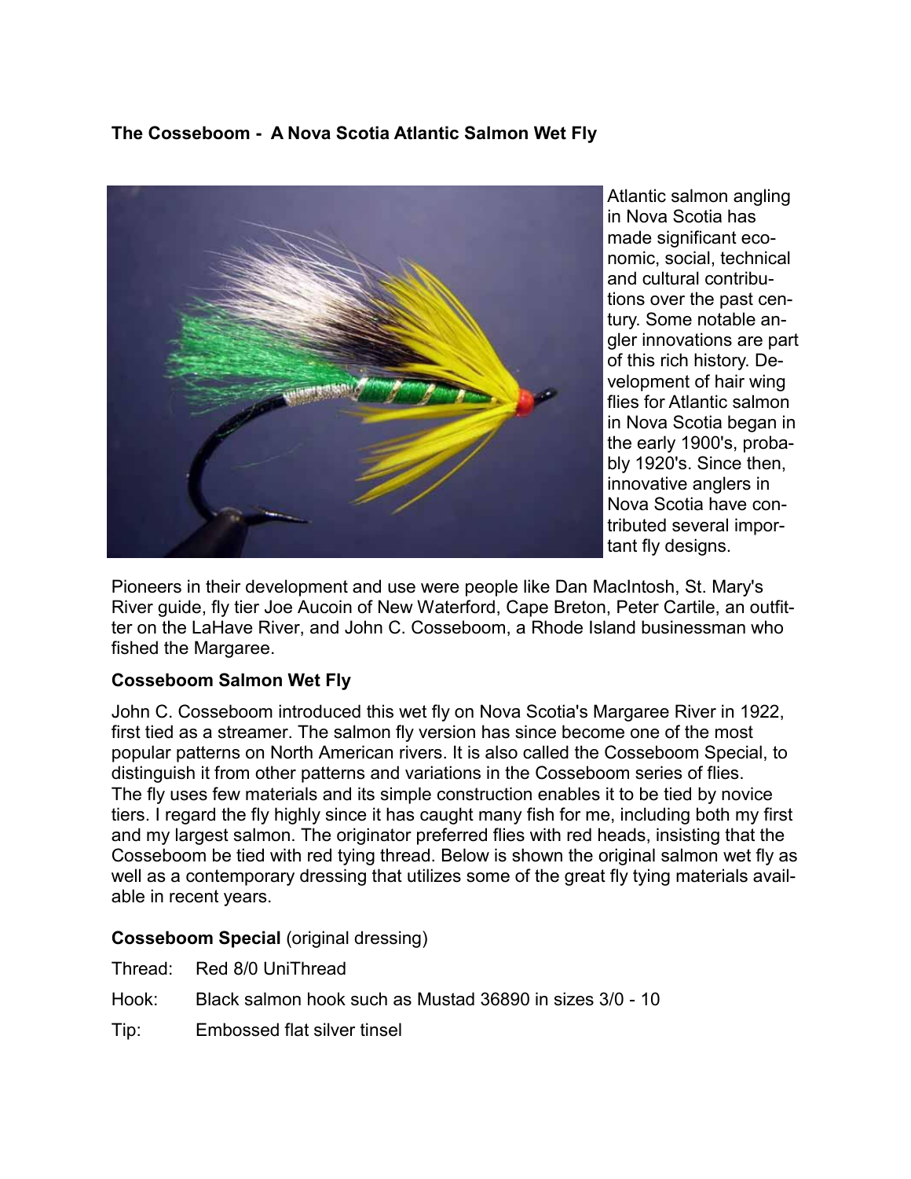**The Cosseboom - A Nova Scotia Atlantic Salmon Wet Fly**

Atlantic salmon angling in Nova Scotia has made significant economic, social, technical and cultural contributions over the past century. Some notable angler innovations are part of this rich history. Development of hair wing flies for Atlantic salmon in Nova Scotia began in the early 1900's, probably 1920's. Since then, innovative anglers in Nova Scotia have contributed several important fly designs.

Pioneers in their development and use were people like Dan MacIntosh, St. Mary's River guide, fly tier Joe Aucoin of New Waterford, Cape Breton, Peter Cartile, an outfitter on the LaHave River, and John C. Cosseboom, a Rhode Island businessman who fished the Margaree.

**Cosseboom Salmon Wet Fly**

John C. Cosseboom introduced this wet fly on Nova Scotia's Margaree River in 1922, first tied as a streamer. The salmon fly version has since become one of the most popular patterns on North American rivers. It is also called the Cosseboom Special, to distinguish it from other patterns and variations in the Cosseboom series of flies. The fly uses few materials and its simple construction enables it to be tied by novice tiers. I regard the fly highly since it has caught many fish for me, including both my first and my largest salmon. The originator preferred flies with red heads, insisting that the Cosseboom be tied with red tying thread. Below is shown the original salmon wet fly as well as a contemporary dressing that utilizes some of the great fly tying materials available in recent years.

**Cosseboom Special** (original dressing)

Thread: Red 8/0 UniThread

Hook: Black salmon hook such as Mustad 36890 in sizes 3/0 - 10

Tip: Embossed flat silver tinsel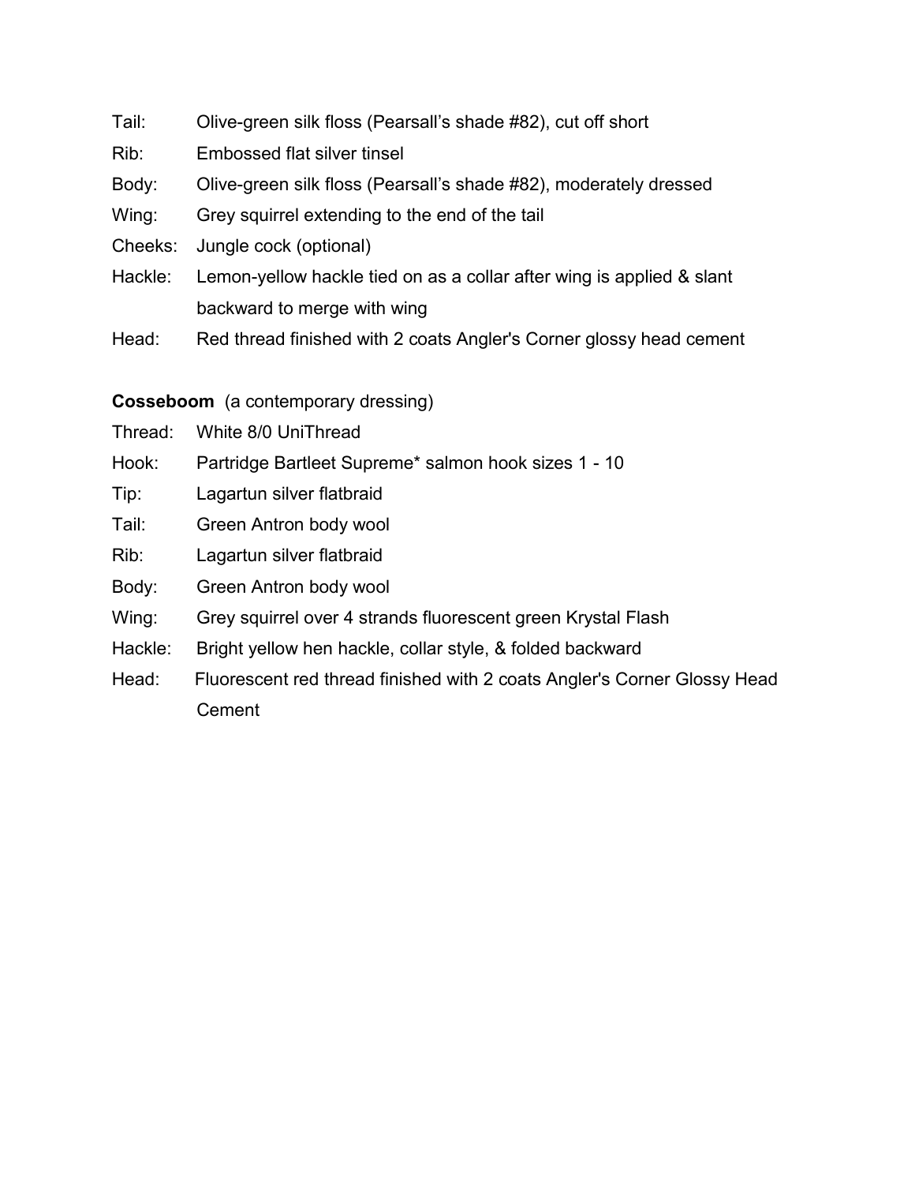Tail: Olive-green silk floss (Pearsall's shade #82), cut off short

Rib: Embossed flat silver tinsel

Body: Olive-green silk floss (Pearsall's shade #82), moderately dressed

Wing: Grey squirrel extending to the end of the tail

Cheeks: Jungle cock (optional)

Hackle: Lemon-yellow hackle tied on as a collar after wing is applied & slant backward to merge with wing

Head: Red thread finished with 2 coats Angler's Corner glossy head cement

**Cosseboom** (a contemporary dressing)

Thread: White 8/0 UniThread

Hook: Partridge Bartleet Supreme* salmon hook sizes 1 - 10

Tip: Lagartun silver flatbraid

Tail: Green Antron body wool

Rib: Lagartun silver flatbraid

Body: Green Antron body wool

Wing: Grey squirrel over 4 strands fluorescent green Krystal Flash

Hackle: Bright yellow hen hackle, collar style, & folded backward

Head: Fluorescent red thread finished with 2 coats Angler's Corner Glossy Head Cement